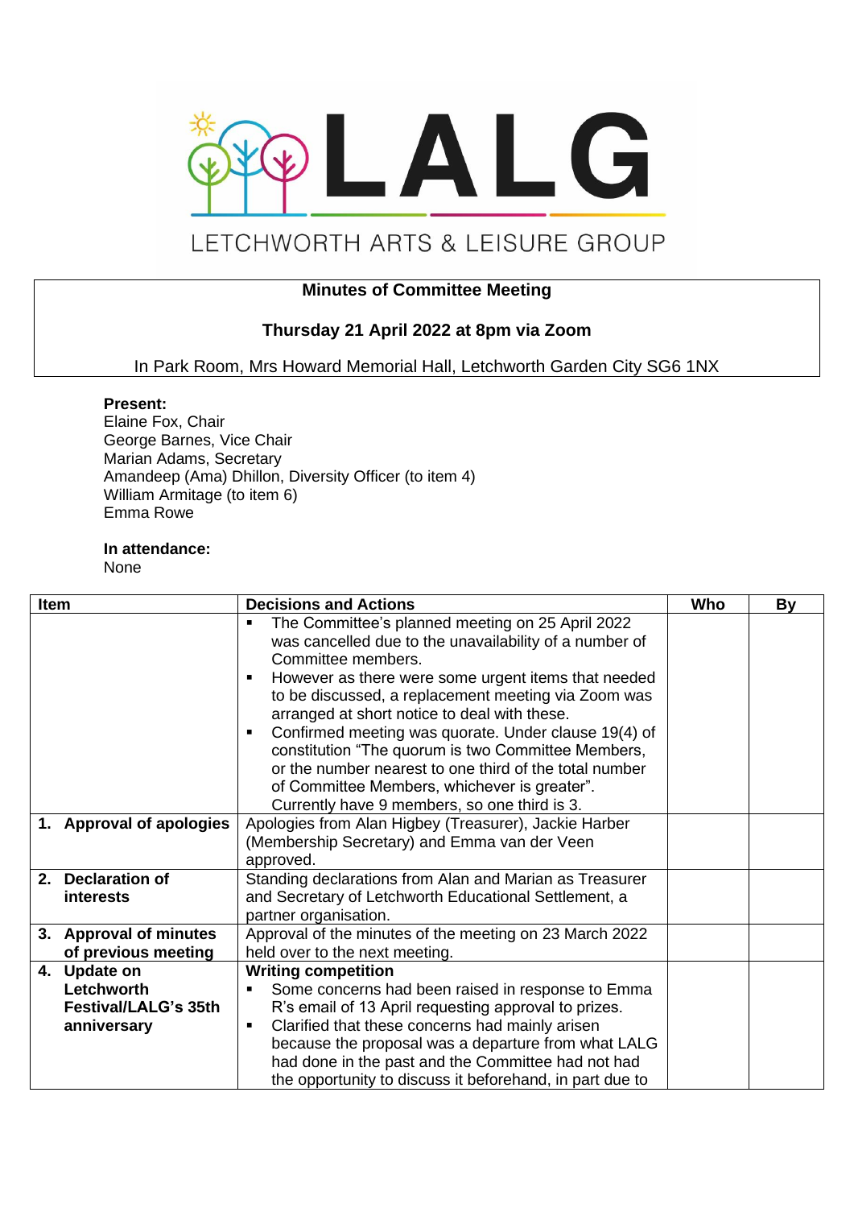LALG

LETCHWORTH ARTS & LEISURE GROUP

**Minutes of Committee Meeting**

**Thursday 21 April 2022 at 8pm via Zoom**

In Park Room, Mrs Howard Memorial Hall, Letchworth Garden City SG6 1NX

**Present:**
Elaine Fox, Chair
George Barnes, Vice Chair
Marian Adams, Secretary
Amandeep (Ama) Dhillon, Diversity Officer (to item 4)
William Armitage (to item 6)
Emma Rowe

**In attendance:**
None

| Item | Decisions and Actions | Who | By |
|---|---|---|---|
| | ▪ The Committee's planned meeting on 25 April 2022 was cancelled due to the unavailability of a number of Committee members.<br>▪ However as there were some urgent items that needed to be discussed, a replacement meeting via Zoom was arranged at short notice to deal with these.<br>▪ Confirmed meeting was quorate. Under clause 19(4) of constitution "The quorum is two Committee Members, or the number nearest to one third of the total number of Committee Members, whichever is greater". Currently have 9 members, so one third is 3. | | |
| **1. Approval of apologies** | Apologies from Alan Higbey (Treasurer), Jackie Harber (Membership Secretary) and Emma van der Veen approved. | | |
| **2. Declaration of interests** | Standing declarations from Alan and Marian as Treasurer and Secretary of Letchworth Educational Settlement, a partner organisation. | | |
| **3. Approval of minutes of previous meeting** | Approval of the minutes of the meeting on 23 March 2022 held over to the next meeting. | | |
| **4. Update on Letchworth Festival/LALG's 35th anniversary** | **Writing competition**<br>▪ Some concerns had been raised in response to Emma R's email of 13 April requesting approval to prizes.<br>▪ Clarified that these concerns had mainly arisen because the proposal was a departure from what LALG had done in the past and the Committee had not had the opportunity to discuss it beforehand, in part due to | | |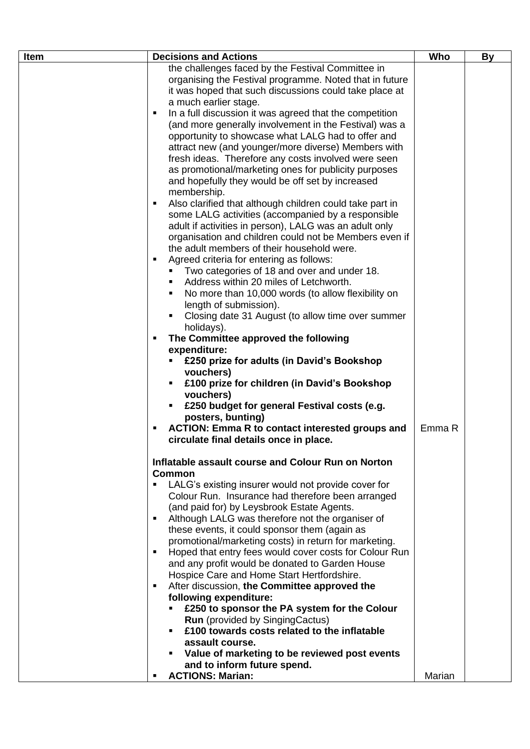| Item | Decisions and Actions | Who | By |
|---|---|---|---|
| | the challenges faced by the Festival Committee in organising the Festival programme. Noted that in future it was hoped that such discussions could take place at a much earlier stage.<br>▪ In a full discussion it was agreed that the competition (and more generally involvement in the Festival) was a opportunity to showcase what LALG had to offer and attract new (and younger/more diverse) Members with fresh ideas. Therefore any costs involved were seen as promotional/marketing ones for publicity purposes and hopefully they would be off set by increased membership.<br>▪ Also clarified that although children could take part in some LALG activities (accompanied by a responsible adult if activities in person), LALG was an adult only organisation and children could not be Members even if the adult members of their household were.<br>▪ Agreed criteria for entering as follows:<br>&nbsp;&nbsp;▪ Two categories of 18 and over and under 18.<br>&nbsp;&nbsp;▪ Address within 20 miles of Letchworth.<br>&nbsp;&nbsp;▪ No more than 10,000 words (to allow flexibility on length of submission).<br>&nbsp;&nbsp;▪ Closing date 31 August (to allow time over summer holidays).<br>▪ **The Committee approved the following expenditure:**<br>&nbsp;&nbsp;▪ **£250 prize for adults (in David's Bookshop vouchers)**<br>&nbsp;&nbsp;▪ **£100 prize for children (in David's Bookshop vouchers)**<br>&nbsp;&nbsp;▪ **£250 budget for general Festival costs (e.g. posters, bunting)**<br>▪ **ACTION: Emma R to contact interested groups and circulate final details once in place.** | Emma R | |
| | **Inflatable assault course and Colour Run on Norton Common**<br>▪ LALG's existing insurer would not provide cover for Colour Run. Insurance had therefore been arranged (and paid for) by Leysbrook Estate Agents.<br>▪ Although LALG was therefore not the organiser of these events, it could sponsor them (again as promotional/marketing costs) in return for marketing.<br>▪ Hoped that entry fees would cover costs for Colour Run and any profit would be donated to Garden House Hospice Care and Home Start Hertfordshire.<br>▪ After discussion, **the Committee approved the following expenditure:**<br>&nbsp;&nbsp;▪ **£250 to sponsor the PA system for the Colour Run** (provided by SingingCactus)<br>&nbsp;&nbsp;▪ **£100 towards costs related to the inflatable assault course.**<br>&nbsp;&nbsp;▪ **Value of marketing to be reviewed post events and to inform future spend.**<br>▪ **ACTIONS: Marian:** | Marian | |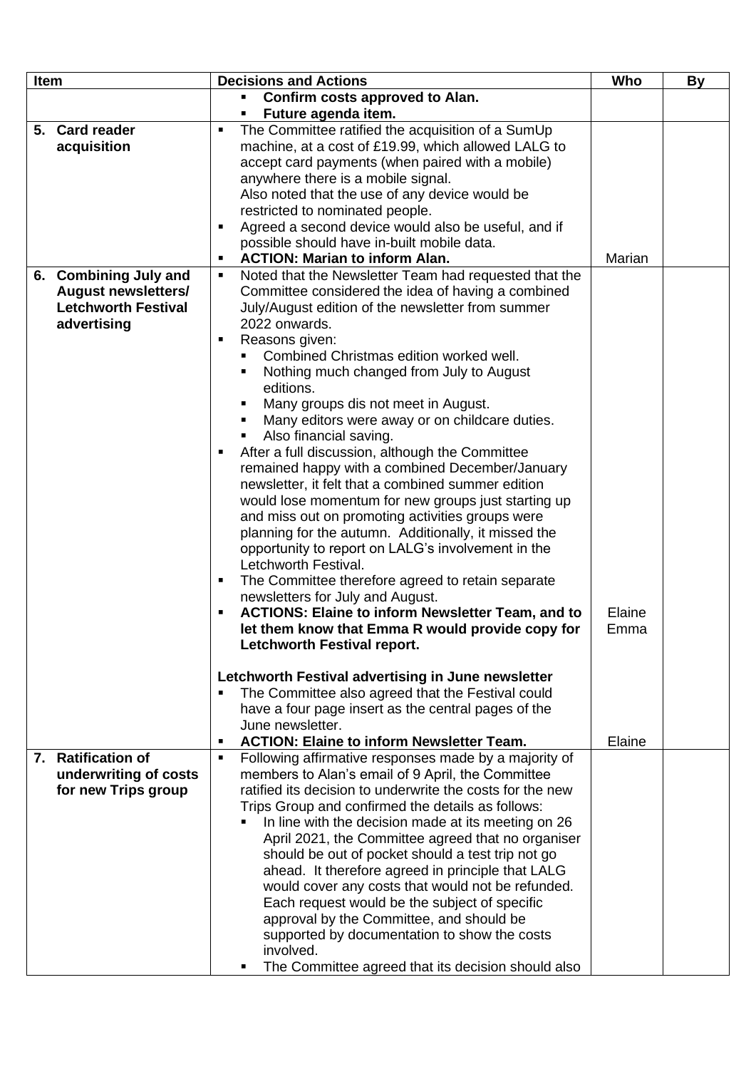| Item | Decisions and Actions | Who | By |
|---|---|---|---|
| | ▪ **Confirm costs approved to Alan.**<br>▪ **Future agenda item.** | | |
| **5. Card reader acquisition** | ▪ The Committee ratified the acquisition of a SumUp machine, at a cost of £19.99, which allowed LALG to accept card payments (when paired with a mobile) anywhere there is a mobile signal.<br>Also noted that the use of any device would be restricted to nominated people.<br>▪ Agreed a second device would also be useful, and if possible should have in-built mobile data.<br>▪ **ACTION: Marian to inform Alan.** | Marian | |
| **6. Combining July and August newsletters/ Letchworth Festival advertising** | ▪ Noted that the Newsletter Team had requested that the Committee considered the idea of having a combined July/August edition of the newsletter from summer 2022 onwards.<br>▪ Reasons given:<br>&nbsp;&nbsp;▪ Combined Christmas edition worked well.<br>&nbsp;&nbsp;▪ Nothing much changed from July to August editions.<br>&nbsp;&nbsp;▪ Many groups dis not meet in August.<br>&nbsp;&nbsp;▪ Many editors were away or on childcare duties.<br>&nbsp;&nbsp;▪ Also financial saving.<br>▪ After a full discussion, although the Committee remained happy with a combined December/January newsletter, it felt that a combined summer edition would lose momentum for new groups just starting up and miss out on promoting activities groups were planning for the autumn. Additionally, it missed the opportunity to report on LALG's involvement in the Letchworth Festival.<br>▪ The Committee therefore agreed to retain separate newsletters for July and August.<br>▪ **ACTIONS: Elaine to inform Newsletter Team, and to let them know that Emma R would provide copy for Letchworth Festival report.** | Elaine<br>Emma | |
| | **Letchworth Festival advertising in June newsletter**<br>▪ The Committee also agreed that the Festival could have a four page insert as the central pages of the June newsletter.<br>▪ **ACTION: Elaine to inform Newsletter Team.** | Elaine | |
| **7. Ratification of underwriting of costs for new Trips group** | ▪ Following affirmative responses made by a majority of members to Alan's email of 9 April, the Committee ratified its decision to underwrite the costs for the new Trips Group and confirmed the details as follows:<br>&nbsp;&nbsp;▪ In line with the decision made at its meeting on 26 April 2021, the Committee agreed that no organiser should be out of pocket should a test trip not go ahead. It therefore agreed in principle that LALG would cover any costs that would not be refunded. Each request would be the subject of specific approval by the Committee, and should be supported by documentation to show the costs involved.<br>&nbsp;&nbsp;▪ The Committee agreed that its decision should also | | |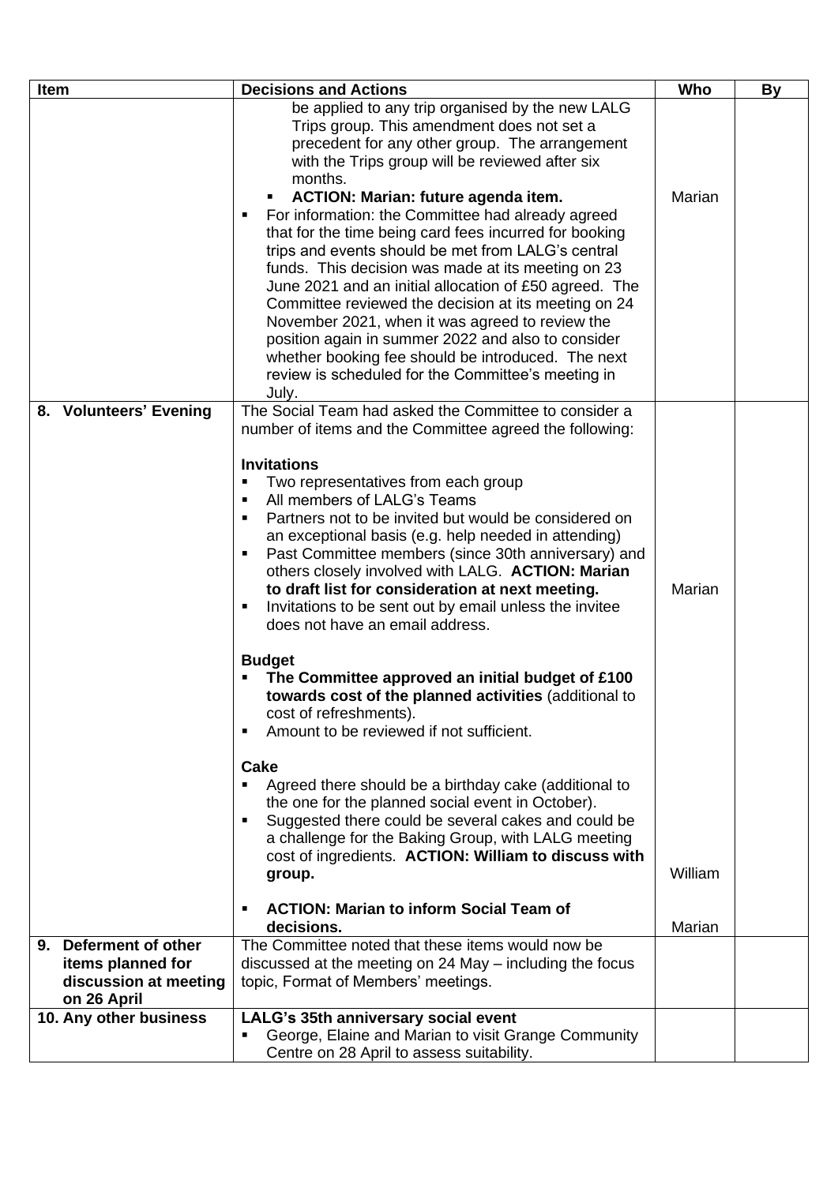| Item | Decisions and Actions | Who | By |
|---|---|---|---|
| | be applied to any trip organised by the new LALG Trips group. This amendment does not set a precedent for any other group. The arrangement with the Trips group will be reviewed after six months.<br>▪ **ACTION: Marian: future agenda item.**<br>▪ For information: the Committee had already agreed that for the time being card fees incurred for booking trips and events should be met from LALG's central funds. This decision was made at its meeting on 23 June 2021 and an initial allocation of £50 agreed. The Committee reviewed the decision at its meeting on 24 November 2021, when it was agreed to review the position again in summer 2022 and also to consider whether booking fee should be introduced. The next review is scheduled for the Committee's meeting in July. | Marian | |
| **8. Volunteers' Evening** | The Social Team had asked the Committee to consider a number of items and the Committee agreed the following:<br><br>**Invitations**<br>▪ Two representatives from each group<br>▪ All members of LALG's Teams<br>▪ Partners not to be invited but would be considered on an exceptional basis (e.g. help needed in attending)<br>▪ Past Committee members (since 30th anniversary) and others closely involved with LALG. **ACTION: Marian to draft list for consideration at next meeting.**<br>▪ Invitations to be sent out by email unless the invitee does not have an email address.<br><br>**Budget**<br>▪ **The Committee approved an initial budget of £100 towards cost of the planned activities** (additional to cost of refreshments).<br>▪ Amount to be reviewed if not sufficient.<br><br>**Cake**<br>▪ Agreed there should be a birthday cake (additional to the one for the planned social event in October).<br>▪ Suggested there could be several cakes and could be a challenge for the Baking Group, with LALG meeting cost of ingredients. **ACTION: William to discuss with group.**<br><br>▪ **ACTION: Marian to inform Social Team of decisions.** | Marian<br><br>William<br><br>Marian | |
| **9. Deferment of other items planned for discussion at meeting on 26 April** | The Committee noted that these items would now be discussed at the meeting on 24 May – including the focus topic, Format of Members' meetings. | | |
| **10. Any other business** | **LALG's 35th anniversary social event**<br>▪ George, Elaine and Marian to visit Grange Community Centre on 28 April to assess suitability. | | |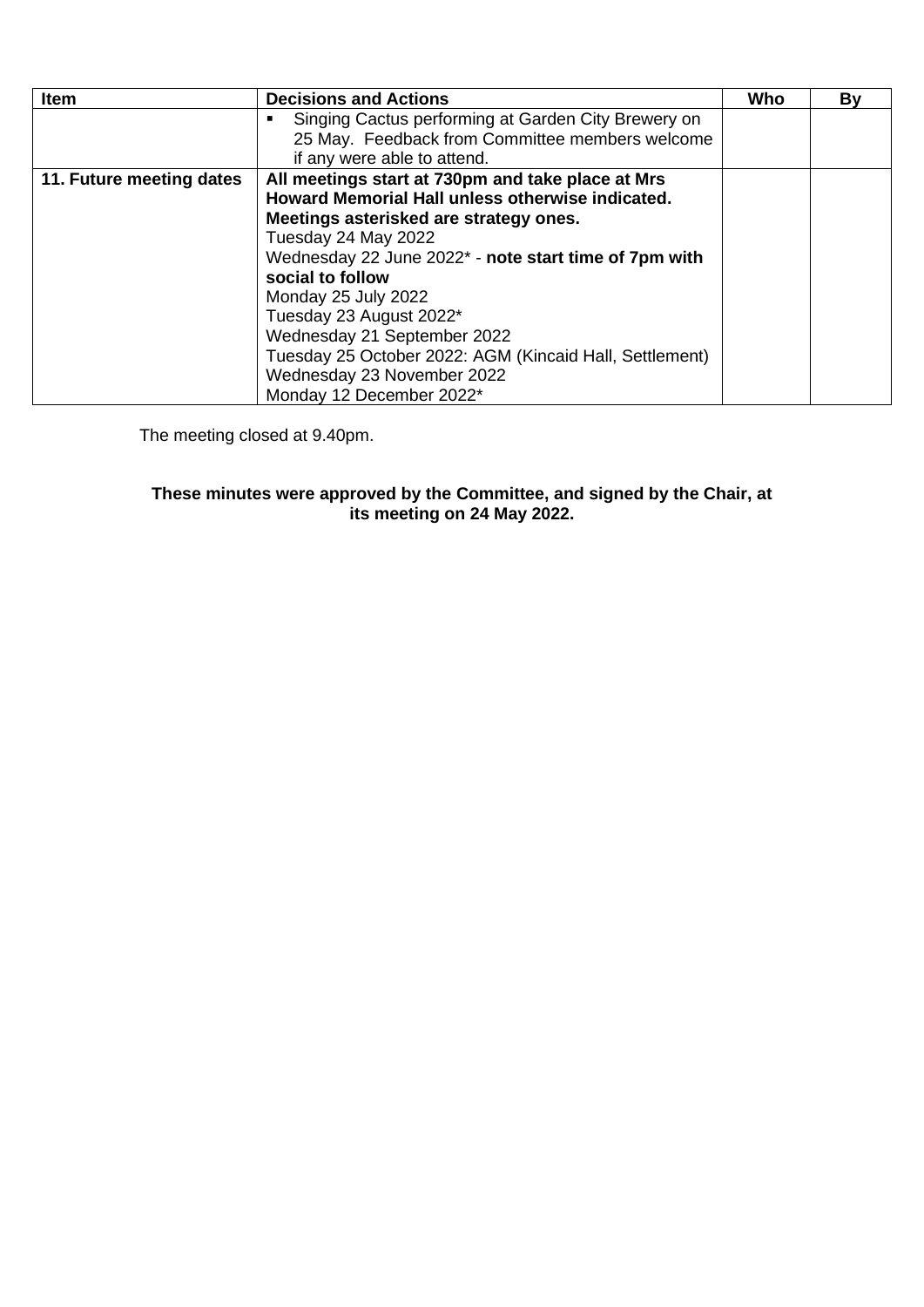| Item | Decisions and Actions | Who | By |
|---|---|---|---|
| | ▪ Singing Cactus performing at Garden City Brewery on 25 May. Feedback from Committee members welcome if any were able to attend. | | |
| **11. Future meeting dates** | **All meetings start at 730pm and take place at Mrs Howard Memorial Hall unless otherwise indicated. Meetings asterisked are strategy ones.**<br>Tuesday 24 May 2022<br>Wednesday 22 June 2022* - **note start time of 7pm with social to follow**<br>Monday 25 July 2022<br>Tuesday 23 August 2022*<br>Wednesday 21 September 2022<br>Tuesday 25 October 2022: AGM (Kincaid Hall, Settlement)<br>Wednesday 23 November 2022<br>Monday 12 December 2022* | | |

The meeting closed at 9.40pm.

**These minutes were approved by the Committee, and signed by the Chair, at its meeting on 24 May 2022.**